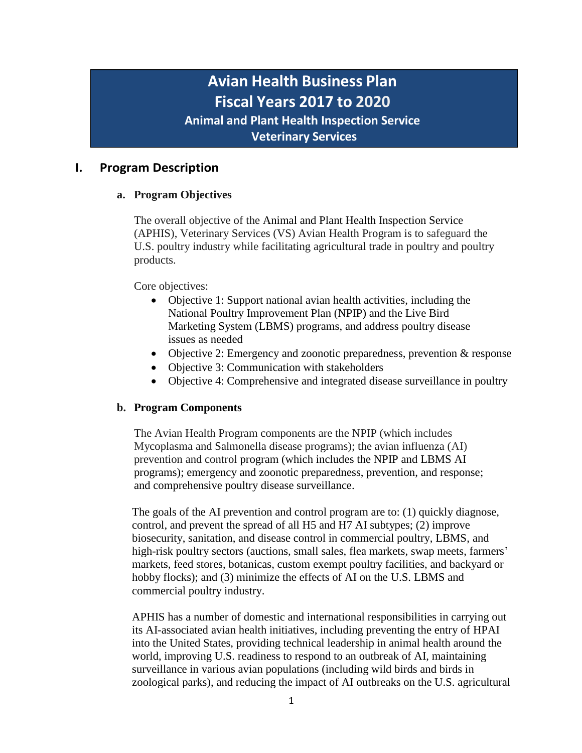# Avian Health Business Plan
# Fiscal Years 2017 to 2020
## Animal and Plant Health Inspection Service
## Veterinary Services

## I. Program Description

### a. Program Objectives

The overall objective of the Animal and Plant Health Inspection Service (APHIS), Veterinary Services (VS) Avian Health Program is to safeguard the U.S. poultry industry while facilitating agricultural trade in poultry and poultry products.

Core objectives:

- Objective 1: Support national avian health activities, including the National Poultry Improvement Plan (NPIP) and the Live Bird Marketing System (LBMS) programs, and address poultry disease issues as needed
- Objective 2: Emergency and zoonotic preparedness, prevention & response
- Objective 3: Communication with stakeholders
- Objective 4: Comprehensive and integrated disease surveillance in poultry

### b. Program Components

The Avian Health Program components are the NPIP (which includes Mycoplasma and Salmonella disease programs); the avian influenza (AI) prevention and control program (which includes the NPIP and LBMS AI programs); emergency and zoonotic preparedness, prevention, and response; and comprehensive poultry disease surveillance.

The goals of the AI prevention and control program are to: (1) quickly diagnose, control, and prevent the spread of all H5 and H7 AI subtypes; (2) improve biosecurity, sanitation, and disease control in commercial poultry, LBMS, and high-risk poultry sectors (auctions, small sales, flea markets, swap meets, farmers' markets, feed stores, botanicas, custom exempt poultry facilities, and backyard or hobby flocks); and (3) minimize the effects of AI on the U.S. LBMS and commercial poultry industry.

APHIS has a number of domestic and international responsibilities in carrying out its AI-associated avian health initiatives, including preventing the entry of HPAI into the United States, providing technical leadership in animal health around the world, improving U.S. readiness to respond to an outbreak of AI, maintaining surveillance in various avian populations (including wild birds and birds in zoological parks), and reducing the impact of AI outbreaks on the U.S. agricultural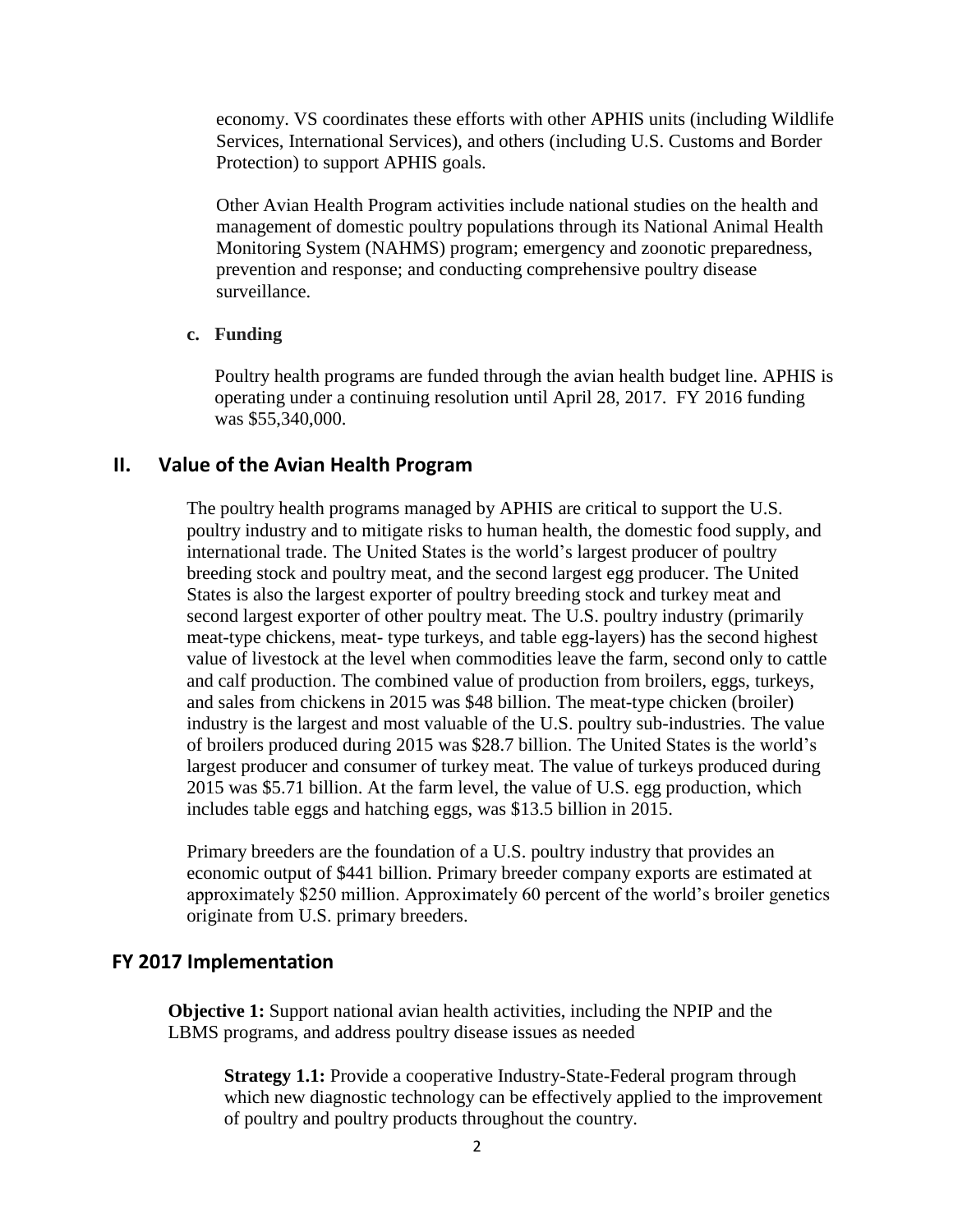economy. VS coordinates these efforts with other APHIS units (including Wildlife Services, International Services), and others (including U.S. Customs and Border Protection) to support APHIS goals.

Other Avian Health Program activities include national studies on the health and management of domestic poultry populations through its National Animal Health Monitoring System (NAHMS) program; emergency and zoonotic preparedness, prevention and response; and conducting comprehensive poultry disease surveillance.

**c. Funding**

Poultry health programs are funded through the avian health budget line. APHIS is operating under a continuing resolution until April 28, 2017. FY 2016 funding was $55,340,000.

## II. Value of the Avian Health Program

The poultry health programs managed by APHIS are critical to support the U.S. poultry industry and to mitigate risks to human health, the domestic food supply, and international trade. The United States is the world's largest producer of poultry breeding stock and poultry meat, and the second largest egg producer. The United States is also the largest exporter of poultry breeding stock and turkey meat and second largest exporter of other poultry meat. The U.S. poultry industry (primarily meat-type chickens, meat- type turkeys, and table egg-layers) has the second highest value of livestock at the level when commodities leave the farm, second only to cattle and calf production. The combined value of production from broilers, eggs, turkeys, and sales from chickens in 2015 was $48 billion. The meat-type chicken (broiler) industry is the largest and most valuable of the U.S. poultry sub-industries. The value of broilers produced during 2015 was $28.7 billion. The United States is the world's largest producer and consumer of turkey meat. The value of turkeys produced during 2015 was $5.71 billion. At the farm level, the value of U.S. egg production, which includes table eggs and hatching eggs, was $13.5 billion in 2015.

Primary breeders are the foundation of a U.S. poultry industry that provides an economic output of $441 billion. Primary breeder company exports are estimated at approximately $250 million. Approximately 60 percent of the world's broiler genetics originate from U.S. primary breeders.

## FY 2017 Implementation

**Objective 1:** Support national avian health activities, including the NPIP and the LBMS programs, and address poultry disease issues as needed

**Strategy 1.1:** Provide a cooperative Industry-State-Federal program through which new diagnostic technology can be effectively applied to the improvement of poultry and poultry products throughout the country.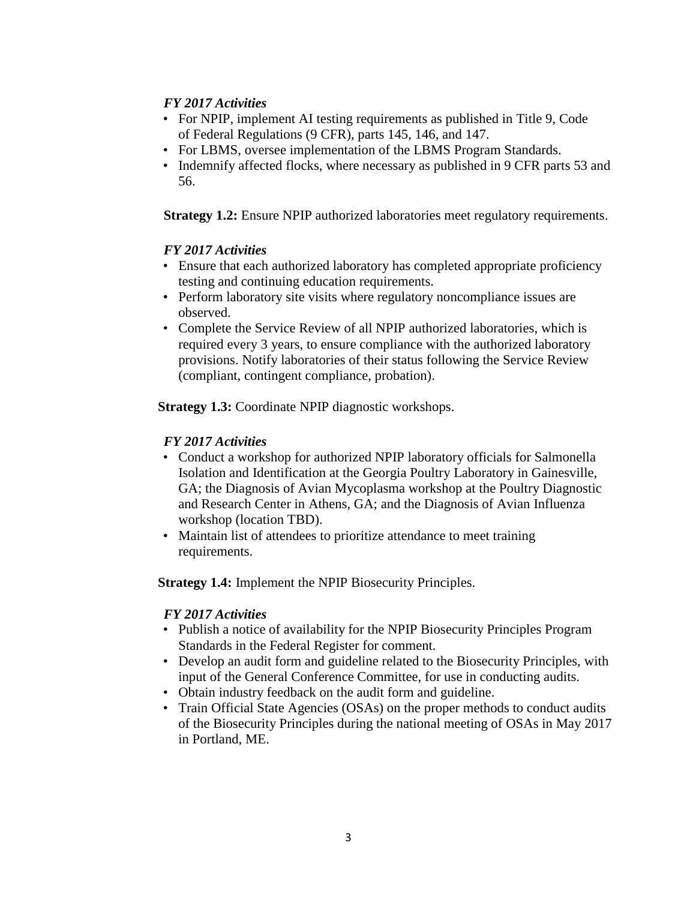*FY 2017 Activities*

- For NPIP, implement AI testing requirements as published in Title 9, Code of Federal Regulations (9 CFR), parts 145, 146, and 147.
- For LBMS, oversee implementation of the LBMS Program Standards.
- Indemnify affected flocks, where necessary as published in 9 CFR parts 53 and 56.

**Strategy 1.2:** Ensure NPIP authorized laboratories meet regulatory requirements.

*FY 2017 Activities*

- Ensure that each authorized laboratory has completed appropriate proficiency testing and continuing education requirements.
- Perform laboratory site visits where regulatory noncompliance issues are observed.
- Complete the Service Review of all NPIP authorized laboratories, which is required every 3 years, to ensure compliance with the authorized laboratory provisions. Notify laboratories of their status following the Service Review (compliant, contingent compliance, probation).

**Strategy 1.3:** Coordinate NPIP diagnostic workshops.

*FY 2017 Activities*

- Conduct a workshop for authorized NPIP laboratory officials for Salmonella Isolation and Identification at the Georgia Poultry Laboratory in Gainesville, GA; the Diagnosis of Avian Mycoplasma workshop at the Poultry Diagnostic and Research Center in Athens, GA; and the Diagnosis of Avian Influenza workshop (location TBD).
- Maintain list of attendees to prioritize attendance to meet training requirements.

**Strategy 1.4:** Implement the NPIP Biosecurity Principles.

*FY 2017 Activities*

- Publish a notice of availability for the NPIP Biosecurity Principles Program Standards in the Federal Register for comment.
- Develop an audit form and guideline related to the Biosecurity Principles, with input of the General Conference Committee, for use in conducting audits.
- Obtain industry feedback on the audit form and guideline.
- Train Official State Agencies (OSAs) on the proper methods to conduct audits of the Biosecurity Principles during the national meeting of OSAs in May 2017 in Portland, ME.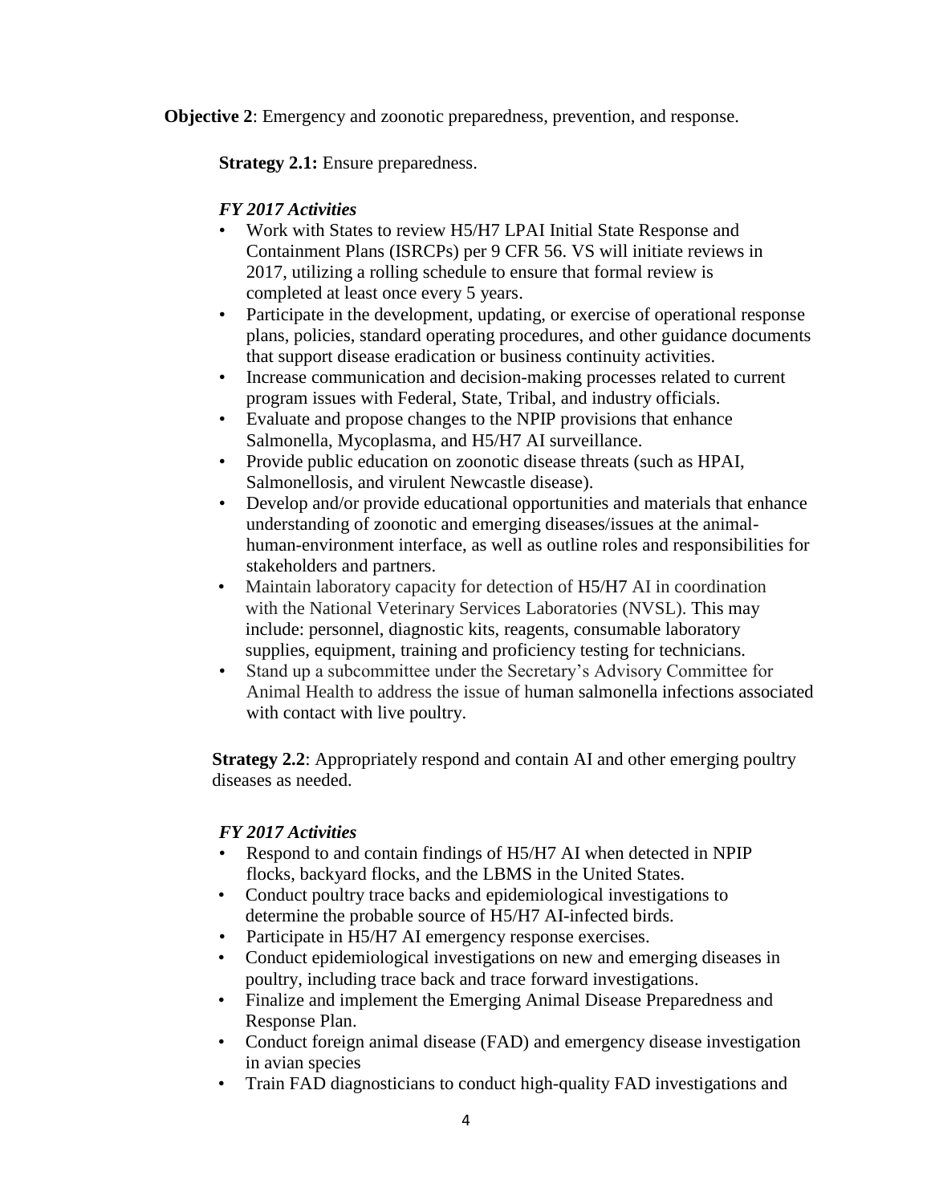**Objective 2**: Emergency and zoonotic preparedness, prevention, and response.

**Strategy 2.1:** Ensure preparedness.

*FY 2017 Activities*

- Work with States to review H5/H7 LPAI Initial State Response and Containment Plans (ISRCPs) per 9 CFR 56. VS will initiate reviews in 2017, utilizing a rolling schedule to ensure that formal review is completed at least once every 5 years.
- Participate in the development, updating, or exercise of operational response plans, policies, standard operating procedures, and other guidance documents that support disease eradication or business continuity activities.
- Increase communication and decision-making processes related to current program issues with Federal, State, Tribal, and industry officials.
- Evaluate and propose changes to the NPIP provisions that enhance Salmonella, Mycoplasma, and H5/H7 AI surveillance.
- Provide public education on zoonotic disease threats (such as HPAI, Salmonellosis, and virulent Newcastle disease).
- Develop and/or provide educational opportunities and materials that enhance understanding of zoonotic and emerging diseases/issues at the animal-human-environment interface, as well as outline roles and responsibilities for stakeholders and partners.
- Maintain laboratory capacity for detection of H5/H7 AI in coordination with the National Veterinary Services Laboratories (NVSL). This may include: personnel, diagnostic kits, reagents, consumable laboratory supplies, equipment, training and proficiency testing for technicians.
- Stand up a subcommittee under the Secretary's Advisory Committee for Animal Health to address the issue of human salmonella infections associated with contact with live poultry.

**Strategy 2.2**: Appropriately respond and contain AI and other emerging poultry diseases as needed.

*FY 2017 Activities*

- Respond to and contain findings of H5/H7 AI when detected in NPIP flocks, backyard flocks, and the LBMS in the United States.
- Conduct poultry trace backs and epidemiological investigations to determine the probable source of H5/H7 AI-infected birds.
- Participate in H5/H7 AI emergency response exercises.
- Conduct epidemiological investigations on new and emerging diseases in poultry, including trace back and trace forward investigations.
- Finalize and implement the Emerging Animal Disease Preparedness and Response Plan.
- Conduct foreign animal disease (FAD) and emergency disease investigation in avian species
- Train FAD diagnosticians to conduct high-quality FAD investigations and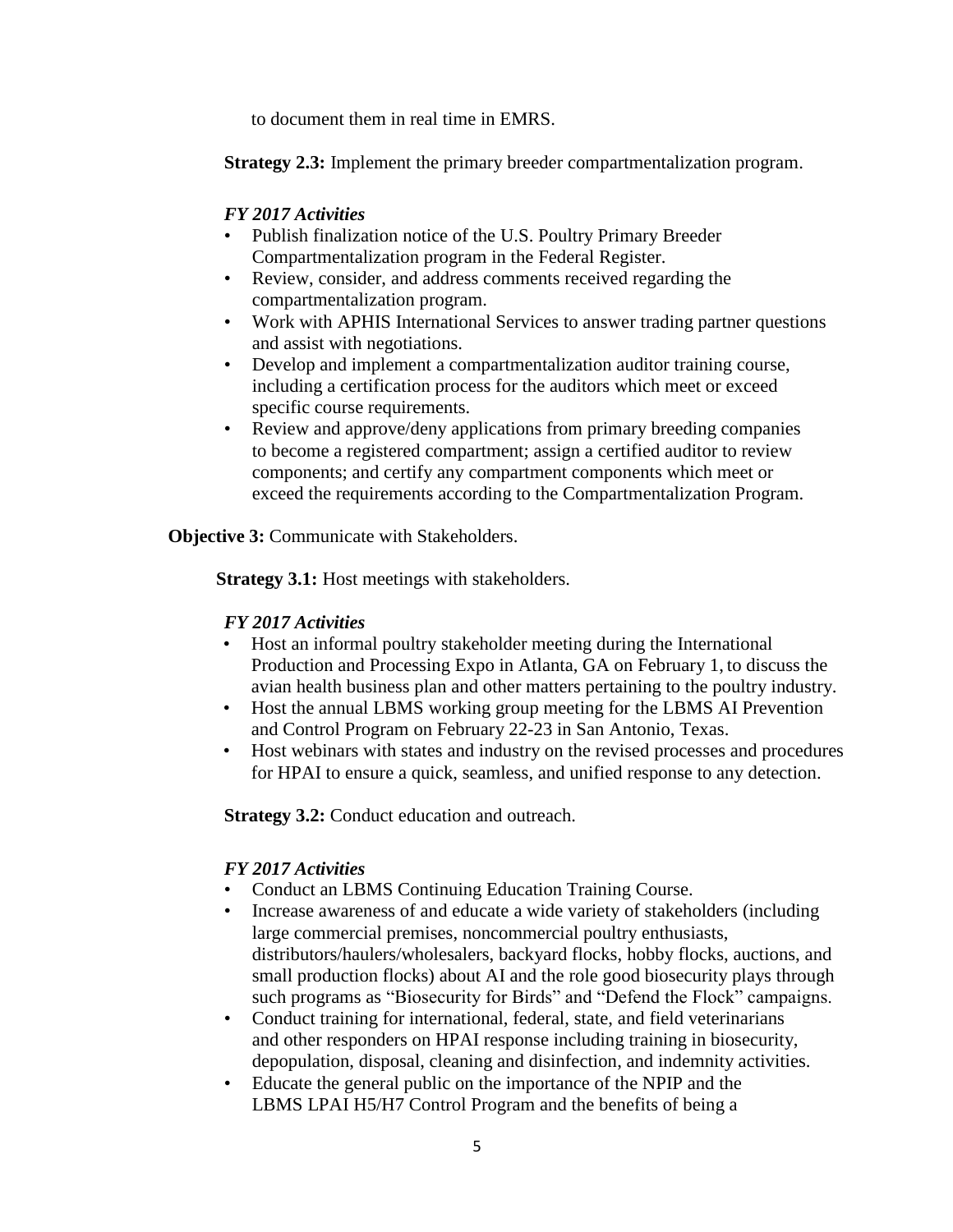to document them in real time in EMRS.

**Strategy 2.3:** Implement the primary breeder compartmentalization program.

*FY 2017 Activities*

- Publish finalization notice of the U.S. Poultry Primary Breeder Compartmentalization program in the Federal Register.
- Review, consider, and address comments received regarding the compartmentalization program.
- Work with APHIS International Services to answer trading partner questions and assist with negotiations.
- Develop and implement a compartmentalization auditor training course, including a certification process for the auditors which meet or exceed specific course requirements.
- Review and approve/deny applications from primary breeding companies to become a registered compartment; assign a certified auditor to review components; and certify any compartment components which meet or exceed the requirements according to the Compartmentalization Program.

**Objective 3:** Communicate with Stakeholders.

**Strategy 3.1:** Host meetings with stakeholders.

*FY 2017 Activities*

- Host an informal poultry stakeholder meeting during the International Production and Processing Expo in Atlanta, GA on February 1, to discuss the avian health business plan and other matters pertaining to the poultry industry.
- Host the annual LBMS working group meeting for the LBMS AI Prevention and Control Program on February 22-23 in San Antonio, Texas.
- Host webinars with states and industry on the revised processes and procedures for HPAI to ensure a quick, seamless, and unified response to any detection.

**Strategy 3.2:** Conduct education and outreach.

*FY 2017 Activities*

- Conduct an LBMS Continuing Education Training Course.
- Increase awareness of and educate a wide variety of stakeholders (including large commercial premises, noncommercial poultry enthusiasts, distributors/haulers/wholesalers, backyard flocks, hobby flocks, auctions, and small production flocks) about AI and the role good biosecurity plays through such programs as "Biosecurity for Birds" and "Defend the Flock" campaigns.
- Conduct training for international, federal, state, and field veterinarians and other responders on HPAI response including training in biosecurity, depopulation, disposal, cleaning and disinfection, and indemnity activities.
- Educate the general public on the importance of the NPIP and the LBMS LPAI H5/H7 Control Program and the benefits of being a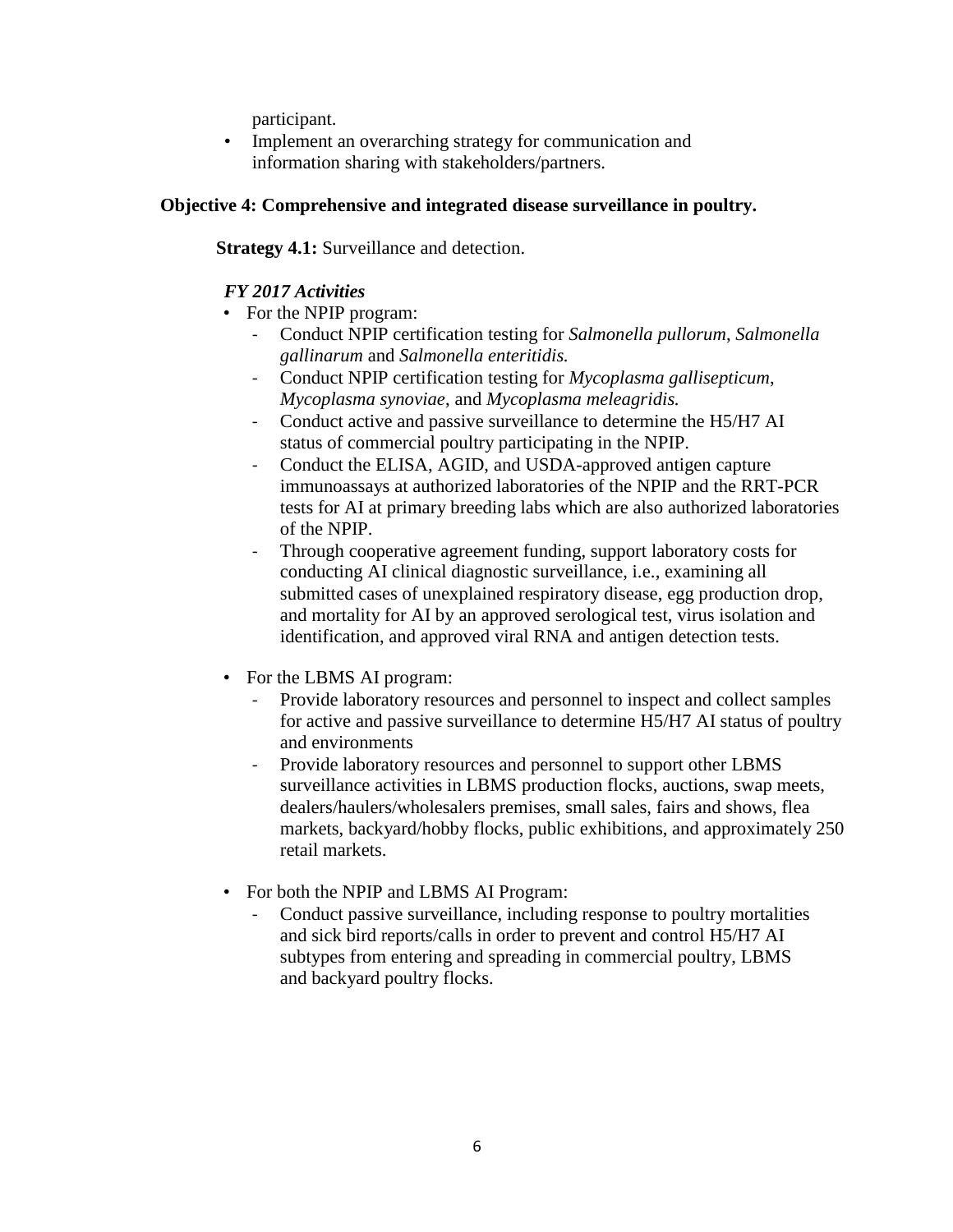participant.

- Implement an overarching strategy for communication and information sharing with stakeholders/partners.

**Objective 4: Comprehensive and integrated disease surveillance in poultry.**

**Strategy 4.1:** Surveillance and detection.

***FY 2017 Activities***

- For the NPIP program:
  - Conduct NPIP certification testing for *Salmonella pullorum*, *Salmonella gallinarum* and *Salmonella enteritidis.*
  - Conduct NPIP certification testing for *Mycoplasma gallisepticum*, *Mycoplasma synoviae*, and *Mycoplasma meleagridis.*
  - Conduct active and passive surveillance to determine the H5/H7 AI status of commercial poultry participating in the NPIP.
  - Conduct the ELISA, AGID, and USDA-approved antigen capture immunoassays at authorized laboratories of the NPIP and the RRT-PCR tests for AI at primary breeding labs which are also authorized laboratories of the NPIP.
  - Through cooperative agreement funding, support laboratory costs for conducting AI clinical diagnostic surveillance, i.e., examining all submitted cases of unexplained respiratory disease, egg production drop, and mortality for AI by an approved serological test, virus isolation and identification, and approved viral RNA and antigen detection tests.

- For the LBMS AI program:
  - Provide laboratory resources and personnel to inspect and collect samples for active and passive surveillance to determine H5/H7 AI status of poultry and environments
  - Provide laboratory resources and personnel to support other LBMS surveillance activities in LBMS production flocks, auctions, swap meets, dealers/haulers/wholesalers premises, small sales, fairs and shows, flea markets, backyard/hobby flocks, public exhibitions, and approximately 250 retail markets.

- For both the NPIP and LBMS AI Program:
  - Conduct passive surveillance, including response to poultry mortalities and sick bird reports/calls in order to prevent and control H5/H7 AI subtypes from entering and spreading in commercial poultry, LBMS and backyard poultry flocks.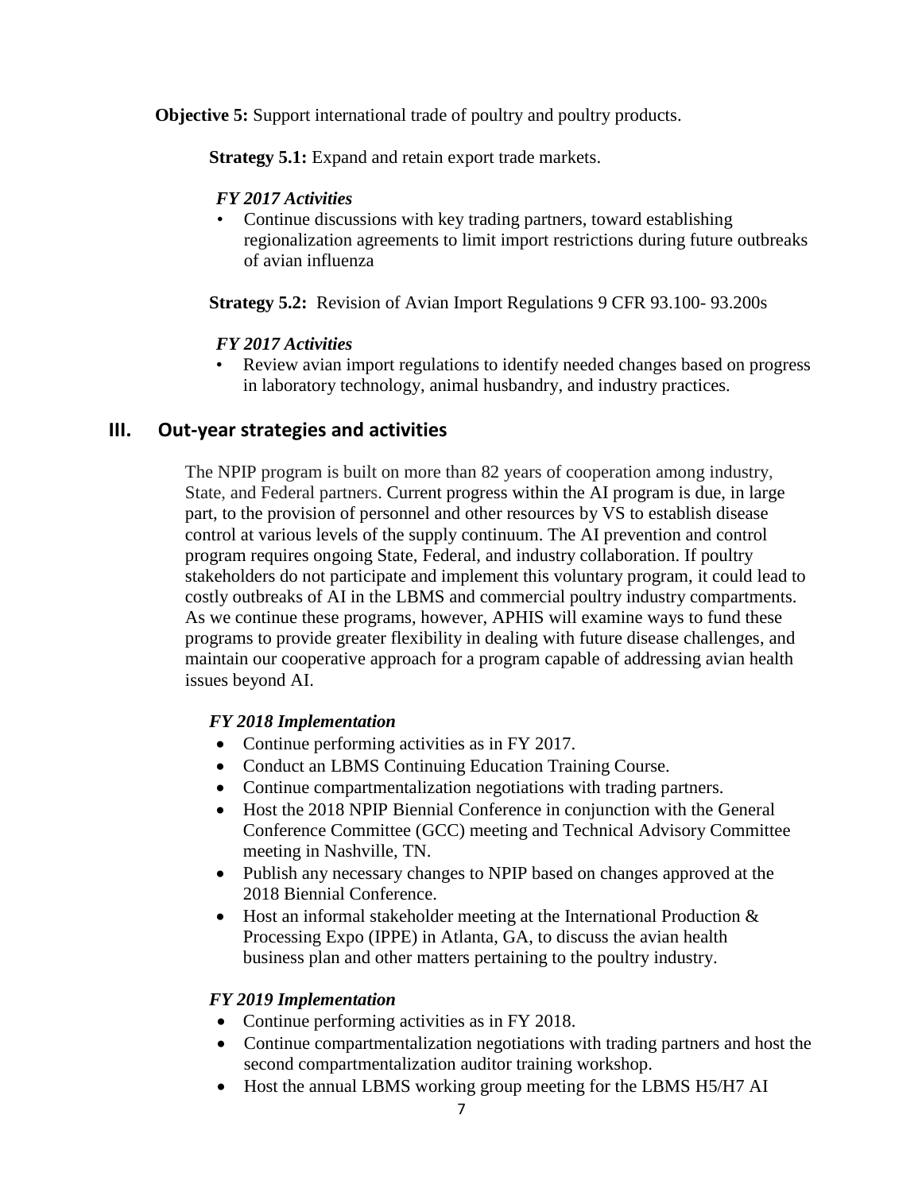**Objective 5:** Support international trade of poultry and poultry products.

**Strategy 5.1:** Expand and retain export trade markets.

***FY 2017 Activities***

- Continue discussions with key trading partners, toward establishing regionalization agreements to limit import restrictions during future outbreaks of avian influenza

**Strategy 5.2:** Revision of Avian Import Regulations 9 CFR 93.100- 93.200s

***FY 2017 Activities***

- Review avian import regulations to identify needed changes based on progress in laboratory technology, animal husbandry, and industry practices.

## III. Out-year strategies and activities

The NPIP program is built on more than 82 years of cooperation among industry, State, and Federal partners. Current progress within the AI program is due, in large part, to the provision of personnel and other resources by VS to establish disease control at various levels of the supply continuum. The AI prevention and control program requires ongoing State, Federal, and industry collaboration. If poultry stakeholders do not participate and implement this voluntary program, it could lead to costly outbreaks of AI in the LBMS and commercial poultry industry compartments. As we continue these programs, however, APHIS will examine ways to fund these programs to provide greater flexibility in dealing with future disease challenges, and maintain our cooperative approach for a program capable of addressing avian health issues beyond AI.

***FY 2018 Implementation***

- Continue performing activities as in FY 2017.
- Conduct an LBMS Continuing Education Training Course.
- Continue compartmentalization negotiations with trading partners.
- Host the 2018 NPIP Biennial Conference in conjunction with the General Conference Committee (GCC) meeting and Technical Advisory Committee meeting in Nashville, TN.
- Publish any necessary changes to NPIP based on changes approved at the 2018 Biennial Conference.
- Host an informal stakeholder meeting at the International Production & Processing Expo (IPPE) in Atlanta, GA, to discuss the avian health business plan and other matters pertaining to the poultry industry.

***FY 2019 Implementation***

- Continue performing activities as in FY 2018.
- Continue compartmentalization negotiations with trading partners and host the second compartmentalization auditor training workshop.
- Host the annual LBMS working group meeting for the LBMS H5/H7 AI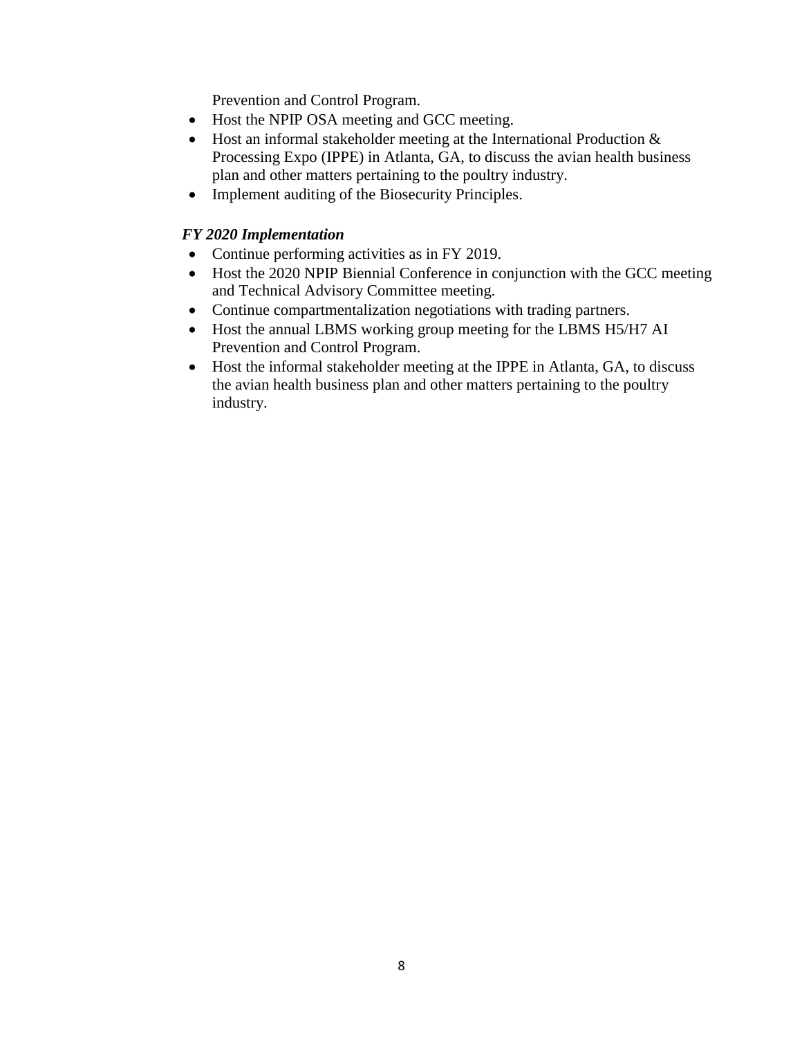Prevention and Control Program.

- Host the NPIP OSA meeting and GCC meeting.
- Host an informal stakeholder meeting at the International Production & Processing Expo (IPPE) in Atlanta, GA, to discuss the avian health business plan and other matters pertaining to the poultry industry.
- Implement auditing of the Biosecurity Principles.

***FY 2020 Implementation***

- Continue performing activities as in FY 2019.
- Host the 2020 NPIP Biennial Conference in conjunction with the GCC meeting and Technical Advisory Committee meeting.
- Continue compartmentalization negotiations with trading partners.
- Host the annual LBMS working group meeting for the LBMS H5/H7 AI Prevention and Control Program.
- Host the informal stakeholder meeting at the IPPE in Atlanta, GA, to discuss the avian health business plan and other matters pertaining to the poultry industry.